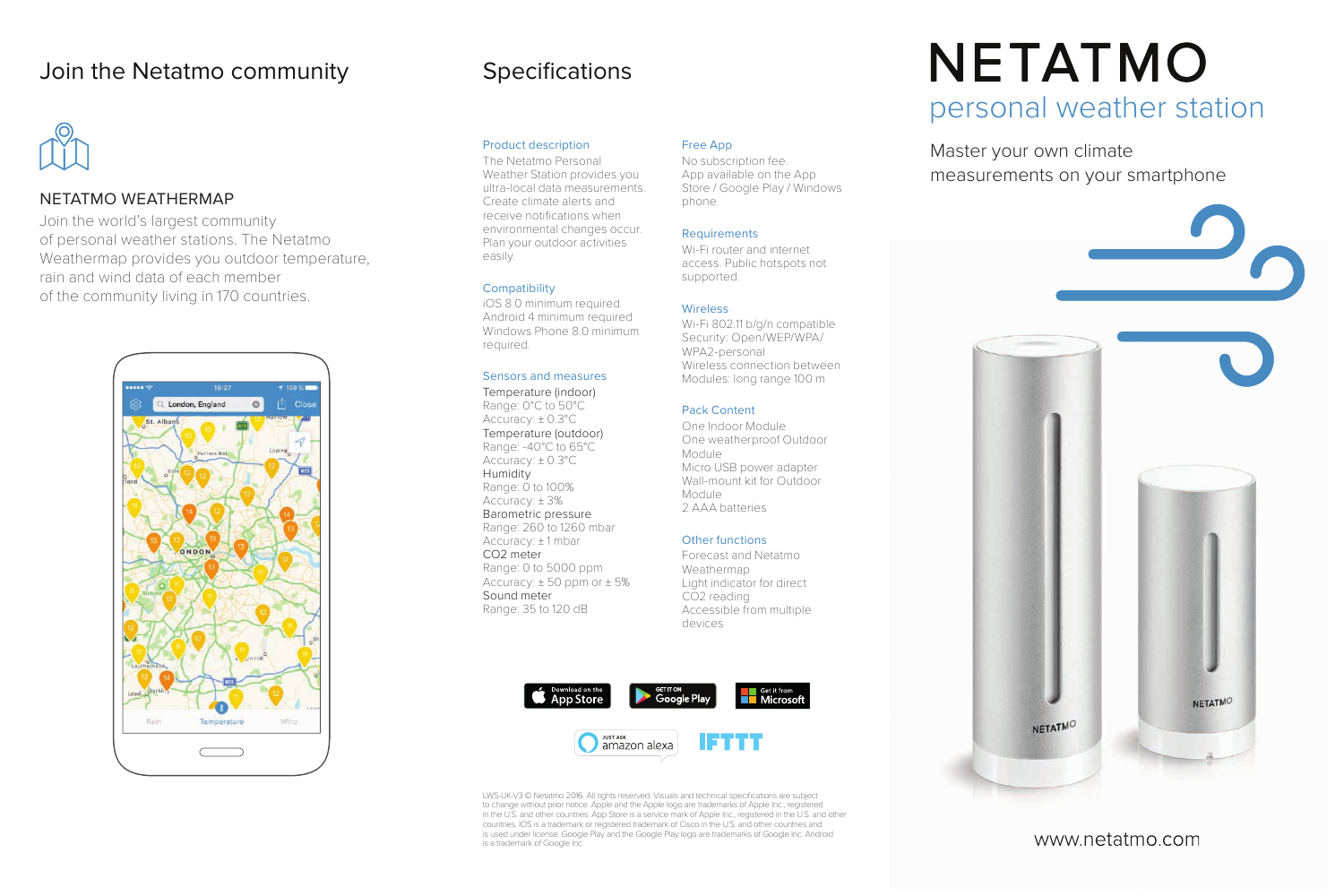# Join the Netatmo community

### NETATMO WEATHERMAP

Join the world's largest community of personal weather stations. The Netatmo Weathermap provides you outdoor temperature, rain and wind data of each member of the community living in 170 countries.

# Specifications

### Product description

The Netatmo Personal Weather Station provides you ultra-local data measurements. Create climate alerts and receive notifications when environmental changes occur. Plan your outdoor activities easily.

### Compatibility

iOS 8.0 minimum required
Android 4 minimum required
Windows Phone 8.0 minimum required.

### Sensors and measures

Temperature (indoor)
Range: 0°C to 50°C
Accuracy: ± 0.3°C

Temperature (outdoor)
Range: -40°C to 65°C
Accuracy: ± 0.3°C

Humidity
Range: 0 to 100%
Accuracy: ± 3%

Barometric pressure
Range: 260 to 1260 mbar
Accuracy: ± 1 mbar

CO2 meter
Range: 0 to 5000 ppm
Accuracy: ± 50 ppm or ± 5%

Sound meter
Range: 35 to 120 dB

### Free App

No subscription fee.
App available on the App Store / Google Play / Windows phone.

### Requirements

Wi-Fi router and internet access. Public hotspots not supported.

### Wireless

Wi-Fi 802.11 b/g/n compatible
Security: Open/WEP/WPA/WPA2-personal
Wireless connection between Modules: long range 100 m

### Pack Content

One Indoor Module
One weatherproof Outdoor Module
Micro USB power adapter
Wall-mount kit for Outdoor Module
2 AAA batteries

### Other functions

Forecast and Netatmo Weathermap
Light indicator for direct CO2 reading
Accessible from multiple devices

LWS-UK-V3 © Netatmo 2016. All rights reserved. Visuals and technical specifications are subject to change without prior notice. Apple and the Apple logo are trademarks of Apple Inc., registered in the U.S. and other countries. App Store is a service mark of Apple Inc., registered in the U.S. and other countries. iOS is a trademark or registered trademark of Cisco in the U.S. and other countries and is used under license. Google Play and the Google Play logo are trademarks of Google Inc. Android is a trademark of Google Inc.

# NETATMO

## personal weather station

Master your own climate measurements on your smartphone

www.netatmo.com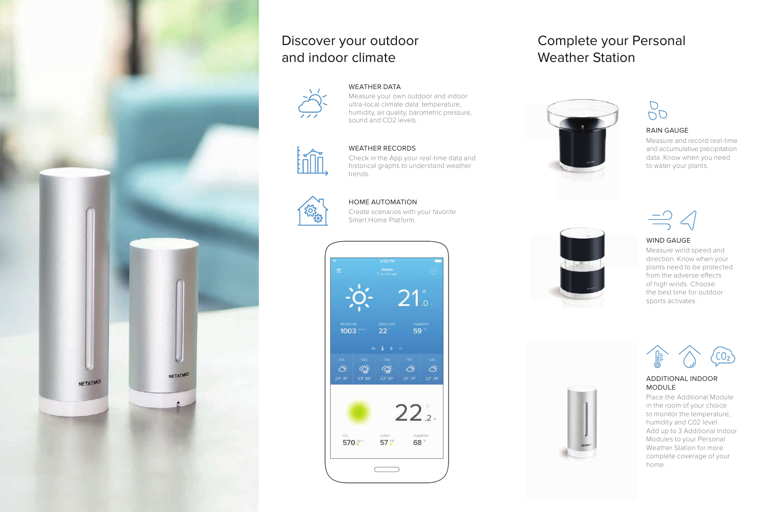## Discover your outdoor and indoor climate

### WEATHER DATA

Measure your own outdoor and indoor ultra-local climate data: temperature, humidity, air quality, barometric pressure, sound and CO2 levels.

### WEATHER RECORDS

Check in the App your real-time data and historical graphs to understand weather trends.

### HOME AUTOMATION

Create scenarios with your favorite Smart Home Platform.

## Complete your Personal Weather Station

### RAIN GAUGE

Measure and record real-time and accumulative precipitation data. Know when you need to water your plants.

### WIND GAUGE

Measure wind speed and direction. Know when your plants need to be protected from the adverse effects of high winds. Choose the best time for outdoor sports activates.

### ADDITIONAL INDOOR MODULE

Place the Additional Module in the room of your choice to monitor the temperature, humidity and C02 level. Add up to 3 Additional Indoor Modules to your Personal Weather Station for more complete coverage of your home.